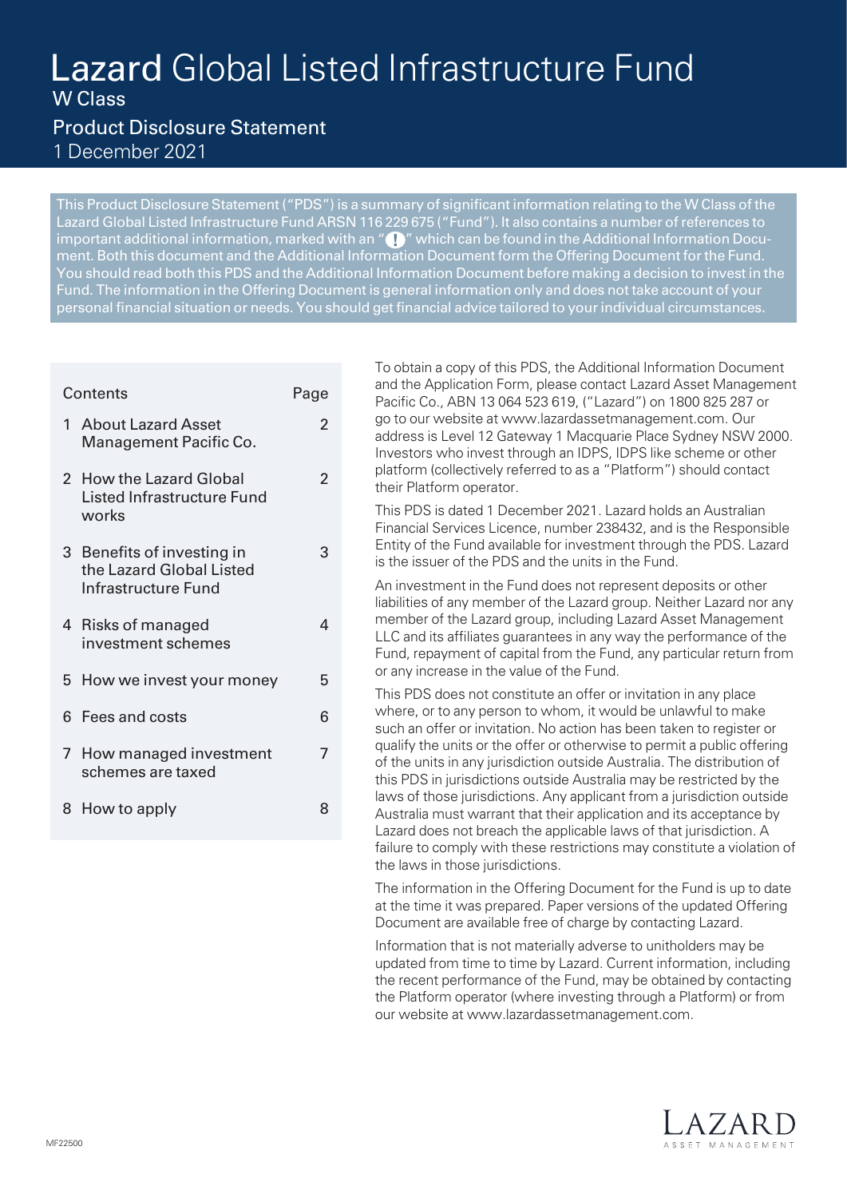# Lazard Global Listed Infrastructure Fund

W Class

## Product Disclosure Statement

1 December 2021

This Product Disclosure Statement ("PDS") is a summary of significant information relating to the W Class of the Lazard Global Listed Infrastructure Fund ARSN 116 229 675 ("Fund"). It also contains a number of references to important additional information, marked with an "!" which can be found in the Additional Information Document. Both this document and the Additional Information Document form the Offering Document for the Fund. You should read both this PDS and the Additional Information Document before making a decision to invest in the Fund. The information in the Offering Document is general information only and does not take account of your personal financial situation or needs. You should get financial advice tailored to your individual circumstances.

| Contents | Page |
|---|---|
| 1 About Lazard Asset Management Pacific Co. | 2 |
| 2 How the Lazard Global Listed Infrastructure Fund works | 2 |
| 3 Benefits of investing in the Lazard Global Listed Infrastructure Fund | 3 |
| 4 Risks of managed investment schemes | 4 |
| 5 How we invest your money | 5 |
| 6 Fees and costs | 6 |
| 7 How managed investment schemes are taxed | 7 |
| 8 How to apply | 8 |

To obtain a copy of this PDS, the Additional Information Document and the Application Form, please contact Lazard Asset Management Pacific Co., ABN 13 064 523 619, ("Lazard") on 1800 825 287 or go to our website at www.lazardassetmanagement.com. Our address is Level 12 Gateway 1 Macquarie Place Sydney NSW 2000. Investors who invest through an IDPS, IDPS like scheme or other platform (collectively referred to as a "Platform") should contact their Platform operator.

This PDS is dated 1 December 2021. Lazard holds an Australian Financial Services Licence, number 238432, and is the Responsible Entity of the Fund available for investment through the PDS. Lazard is the issuer of the PDS and the units in the Fund.

An investment in the Fund does not represent deposits or other liabilities of any member of the Lazard group. Neither Lazard nor any member of the Lazard group, including Lazard Asset Management LLC and its affiliates guarantees in any way the performance of the Fund, repayment of capital from the Fund, any particular return from or any increase in the value of the Fund.

This PDS does not constitute an offer or invitation in any place where, or to any person to whom, it would be unlawful to make such an offer or invitation. No action has been taken to register or qualify the units or the offer or otherwise to permit a public offering of the units in any jurisdiction outside Australia. The distribution of this PDS in jurisdictions outside Australia may be restricted by the laws of those jurisdictions. Any applicant from a jurisdiction outside Australia must warrant that their application and its acceptance by Lazard does not breach the applicable laws of that jurisdiction. A failure to comply with these restrictions may constitute a violation of the laws in those jurisdictions.

The information in the Offering Document for the Fund is up to date at the time it was prepared. Paper versions of the updated Offering Document are available free of charge by contacting Lazard.

Information that is not materially adverse to unitholders may be updated from time to time by Lazard. Current information, including the recent performance of the Fund, may be obtained by contacting the Platform operator (where investing through a Platform) or from our website at www.lazardassetmanagement.com.

MF22500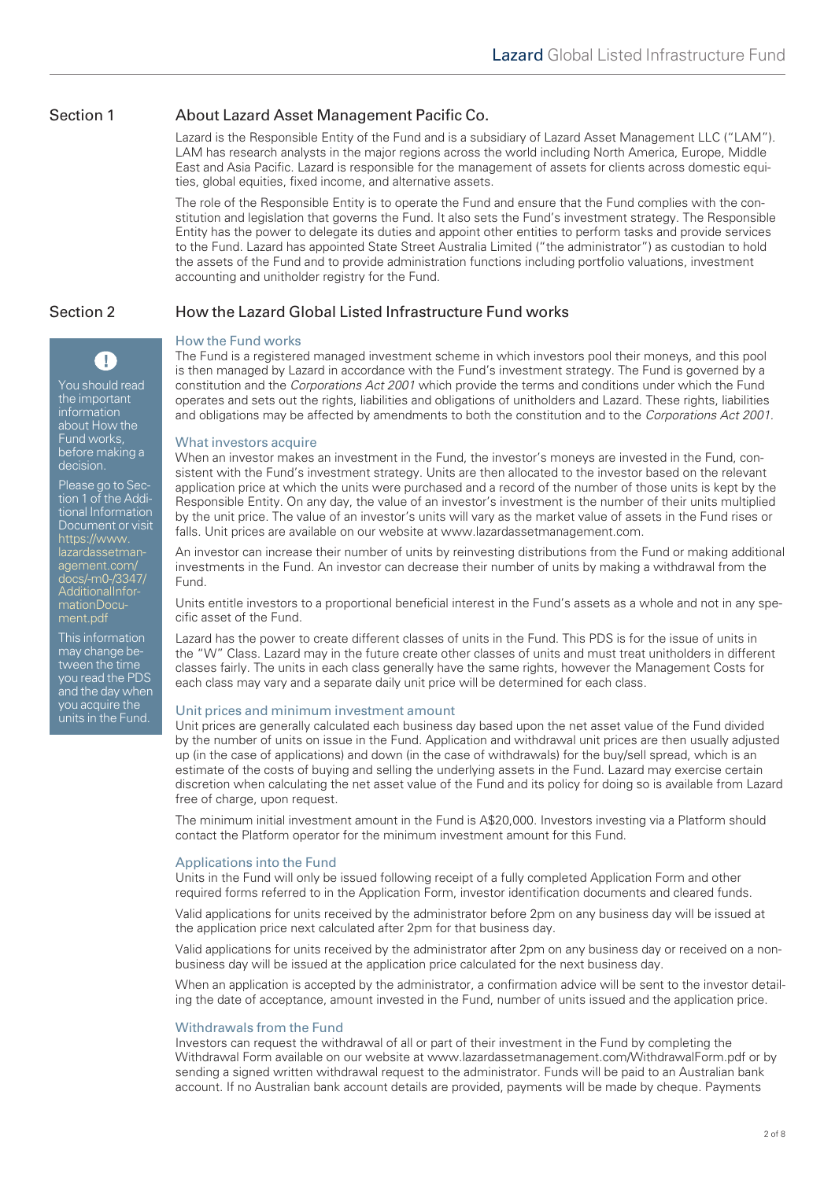## Section 1 About Lazard Asset Management Pacific Co.

Lazard is the Responsible Entity of the Fund and is a subsidiary of Lazard Asset Management LLC ("LAM"). LAM has research analysts in the major regions across the world including North America, Europe, Middle East and Asia Pacific. Lazard is responsible for the management of assets for clients across domestic equities, global equities, fixed income, and alternative assets.

The role of the Responsible Entity is to operate the Fund and ensure that the Fund complies with the constitution and legislation that governs the Fund. It also sets the Fund's investment strategy. The Responsible Entity has the power to delegate its duties and appoint other entities to perform tasks and provide services to the Fund. Lazard has appointed State Street Australia Limited ("the administrator") as custodian to hold the assets of the Fund and to provide administration functions including portfolio valuations, investment accounting and unitholder registry for the Fund.

## Section 2 How the Lazard Global Listed Infrastructure Fund works

> You should read the important information about How the Fund works, before making a decision.
>
> Please go to Section 1 of the Additional Information Document or visit https://www.lazardassetmanagement.com/docs/-m0-/3347/AdditionalInformationDocument.pdf
>
> This information may change between the time you read the PDS and the day when you acquire the units in the Fund.

### How the Fund works

The Fund is a registered managed investment scheme in which investors pool their moneys, and this pool is then managed by Lazard in accordance with the Fund's investment strategy. The Fund is governed by a constitution and the *Corporations Act 2001* which provide the terms and conditions under which the Fund operates and sets out the rights, liabilities and obligations of unitholders and Lazard. These rights, liabilities and obligations may be affected by amendments to both the constitution and to the *Corporations Act 2001*.

### What investors acquire

When an investor makes an investment in the Fund, the investor's moneys are invested in the Fund, consistent with the Fund's investment strategy. Units are then allocated to the investor based on the relevant application price at which the units were purchased and a record of the number of those units is kept by the Responsible Entity. On any day, the value of an investor's investment is the number of their units multiplied by the unit price. The value of an investor's units will vary as the market value of assets in the Fund rises or falls. Unit prices are available on our website at www.lazardassetmanagement.com.

An investor can increase their number of units by reinvesting distributions from the Fund or making additional investments in the Fund. An investor can decrease their number of units by making a withdrawal from the Fund.

Units entitle investors to a proportional beneficial interest in the Fund's assets as a whole and not in any specific asset of the Fund.

Lazard has the power to create different classes of units in the Fund. This PDS is for the issue of units in the "W" Class. Lazard may in the future create other classes of units and must treat unitholders in different classes fairly. The units in each class generally have the same rights, however the Management Costs for each class may vary and a separate daily unit price will be determined for each class.

### Unit prices and minimum investment amount

Unit prices are generally calculated each business day based upon the net asset value of the Fund divided by the number of units on issue in the Fund. Application and withdrawal unit prices are then usually adjusted up (in the case of applications) and down (in the case of withdrawals) for the buy/sell spread, which is an estimate of the costs of buying and selling the underlying assets in the Fund. Lazard may exercise certain discretion when calculating the net asset value of the Fund and its policy for doing so is available from Lazard free of charge, upon request.

The minimum initial investment amount in the Fund is A$20,000. Investors investing via a Platform should contact the Platform operator for the minimum investment amount for this Fund.

### Applications into the Fund

Units in the Fund will only be issued following receipt of a fully completed Application Form and other required forms referred to in the Application Form, investor identification documents and cleared funds.

Valid applications for units received by the administrator before 2pm on any business day will be issued at the application price next calculated after 2pm for that business day.

Valid applications for units received by the administrator after 2pm on any business day or received on a non-business day will be issued at the application price calculated for the next business day.

When an application is accepted by the administrator, a confirmation advice will be sent to the investor detailing the date of acceptance, amount invested in the Fund, number of units issued and the application price.

### Withdrawals from the Fund

Investors can request the withdrawal of all or part of their investment in the Fund by completing the Withdrawal Form available on our website at www.lazardassetmanagement.com/WithdrawalForm.pdf or by sending a signed written withdrawal request to the administrator. Funds will be paid to an Australian bank account. If no Australian bank account details are provided, payments will be made by cheque. Payments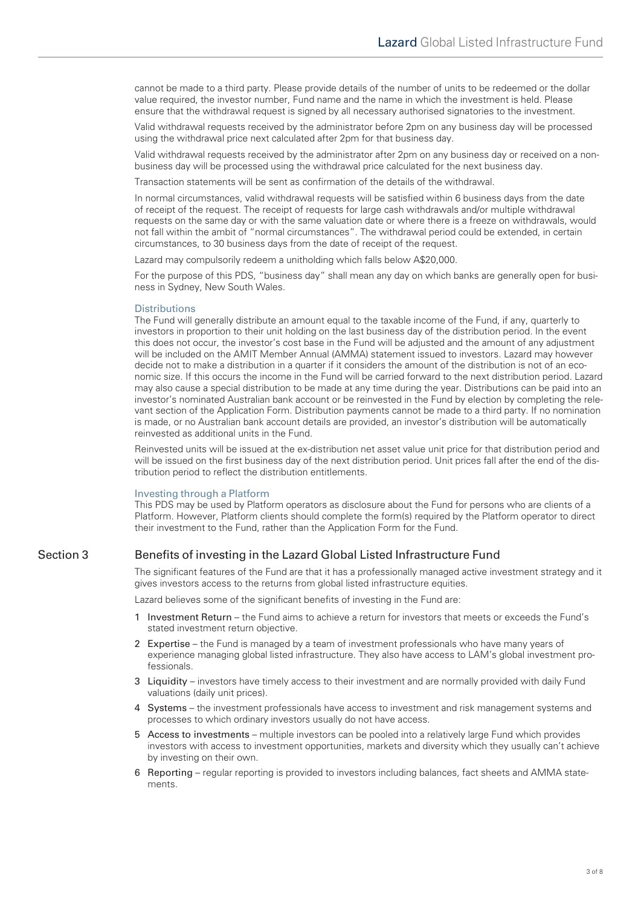cannot be made to a third party. Please provide details of the number of units to be redeemed or the dollar value required, the investor number, Fund name and the name in which the investment is held. Please ensure that the withdrawal request is signed by all necessary authorised signatories to the investment.

Valid withdrawal requests received by the administrator before 2pm on any business day will be processed using the withdrawal price next calculated after 2pm for that business day.

Valid withdrawal requests received by the administrator after 2pm on any business day or received on a non-business day will be processed using the withdrawal price calculated for the next business day.

Transaction statements will be sent as confirmation of the details of the withdrawal.

In normal circumstances, valid withdrawal requests will be satisfied within 6 business days from the date of receipt of the request. The receipt of requests for large cash withdrawals and/or multiple withdrawal requests on the same day or with the same valuation date or where there is a freeze on withdrawals, would not fall within the ambit of "normal circumstances". The withdrawal period could be extended, in certain circumstances, to 30 business days from the date of receipt of the request.

Lazard may compulsorily redeem a unitholding which falls below A$20,000.

For the purpose of this PDS, "business day" shall mean any day on which banks are generally open for business in Sydney, New South Wales.

### Distributions

The Fund will generally distribute an amount equal to the taxable income of the Fund, if any, quarterly to investors in proportion to their unit holding on the last business day of the distribution period. In the event this does not occur, the investor's cost base in the Fund will be adjusted and the amount of any adjustment will be included on the AMIT Member Annual (AMMA) statement issued to investors. Lazard may however decide not to make a distribution in a quarter if it considers the amount of the distribution is not of an economic size. If this occurs the income in the Fund will be carried forward to the next distribution period. Lazard may also cause a special distribution to be made at any time during the year. Distributions can be paid into an investor's nominated Australian bank account or be reinvested in the Fund by election by completing the relevant section of the Application Form. Distribution payments cannot be made to a third party. If no nomination is made, or no Australian bank account details are provided, an investor's distribution will be automatically reinvested as additional units in the Fund.

Reinvested units will be issued at the ex-distribution net asset value unit price for that distribution period and will be issued on the first business day of the next distribution period. Unit prices fall after the end of the distribution period to reflect the distribution entitlements.

### Investing through a Platform

This PDS may be used by Platform operators as disclosure about the Fund for persons who are clients of a Platform. However, Platform clients should complete the form(s) required by the Platform operator to direct their investment to the Fund, rather than the Application Form for the Fund.

## Section 3 Benefits of investing in the Lazard Global Listed Infrastructure Fund

The significant features of the Fund are that it has a professionally managed active investment strategy and it gives investors access to the returns from global listed infrastructure equities.

Lazard believes some of the significant benefits of investing in the Fund are:

1. Investment Return – the Fund aims to achieve a return for investors that meets or exceeds the Fund's stated investment return objective.
2. Expertise – the Fund is managed by a team of investment professionals who have many years of experience managing global listed infrastructure. They also have access to LAM's global investment professionals.
3. Liquidity – investors have timely access to their investment and are normally provided with daily Fund valuations (daily unit prices).
4. Systems – the investment professionals have access to investment and risk management systems and processes to which ordinary investors usually do not have access.
5. Access to investments – multiple investors can be pooled into a relatively large Fund which provides investors with access to investment opportunities, markets and diversity which they usually can't achieve by investing on their own.
6. Reporting – regular reporting is provided to investors including balances, fact sheets and AMMA statements.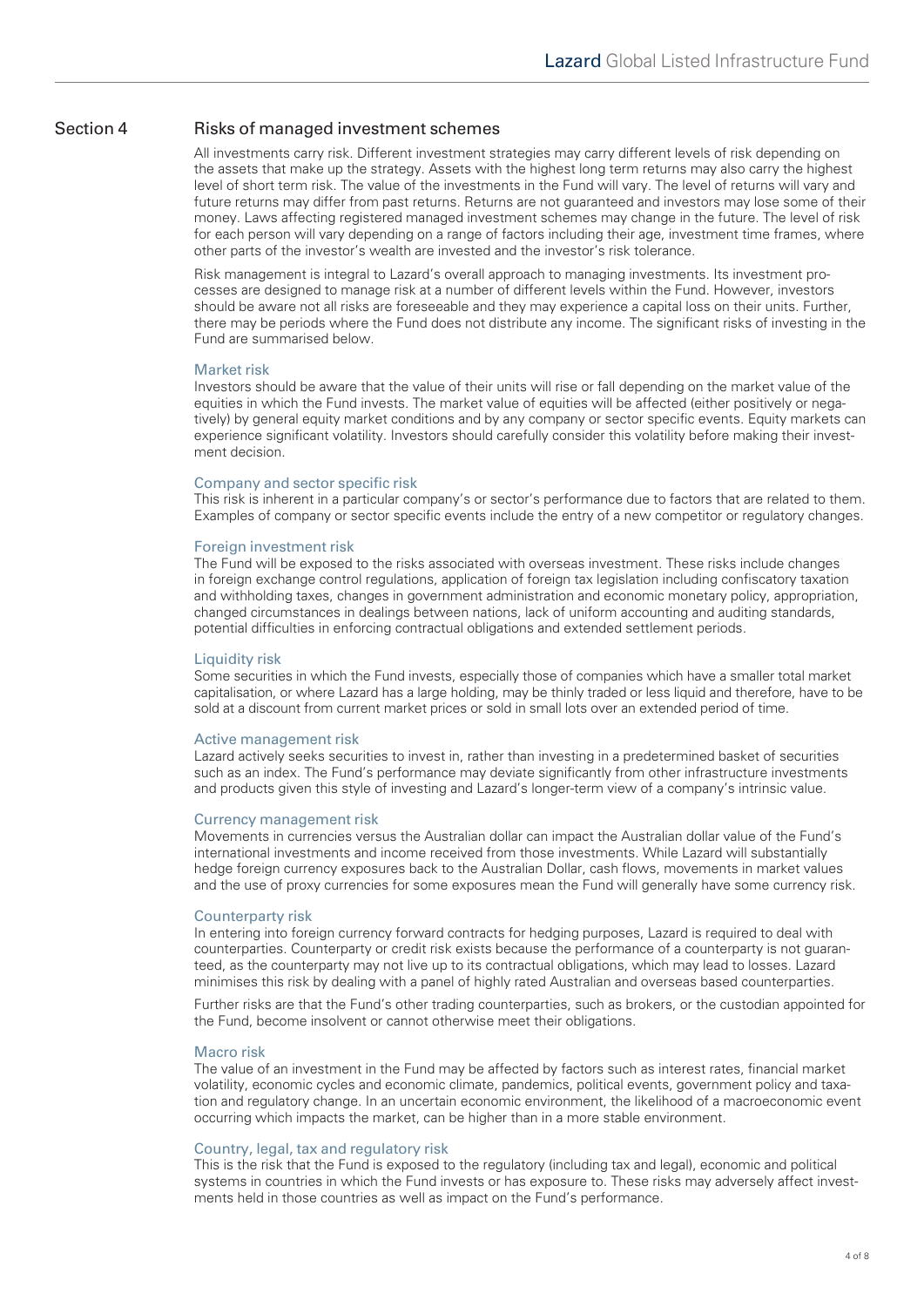## Section 4 Risks of managed investment schemes

All investments carry risk. Different investment strategies may carry different levels of risk depending on the assets that make up the strategy. Assets with the highest long term returns may also carry the highest level of short term risk. The value of the investments in the Fund will vary. The level of returns will vary and future returns may differ from past returns. Returns are not guaranteed and investors may lose some of their money. Laws affecting registered managed investment schemes may change in the future. The level of risk for each person will vary depending on a range of factors including their age, investment time frames, where other parts of the investor's wealth are invested and the investor's risk tolerance.

Risk management is integral to Lazard's overall approach to managing investments. Its investment processes are designed to manage risk at a number of different levels within the Fund. However, investors should be aware not all risks are foreseeable and they may experience a capital loss on their units. Further, there may be periods where the Fund does not distribute any income. The significant risks of investing in the Fund are summarised below.

### Market risk

Investors should be aware that the value of their units will rise or fall depending on the market value of the equities in which the Fund invests. The market value of equities will be affected (either positively or negatively) by general equity market conditions and by any company or sector specific events. Equity markets can experience significant volatility. Investors should carefully consider this volatility before making their investment decision.

### Company and sector specific risk

This risk is inherent in a particular company's or sector's performance due to factors that are related to them. Examples of company or sector specific events include the entry of a new competitor or regulatory changes.

### Foreign investment risk

The Fund will be exposed to the risks associated with overseas investment. These risks include changes in foreign exchange control regulations, application of foreign tax legislation including confiscatory taxation and withholding taxes, changes in government administration and economic monetary policy, appropriation, changed circumstances in dealings between nations, lack of uniform accounting and auditing standards, potential difficulties in enforcing contractual obligations and extended settlement periods.

### Liquidity risk

Some securities in which the Fund invests, especially those of companies which have a smaller total market capitalisation, or where Lazard has a large holding, may be thinly traded or less liquid and therefore, have to be sold at a discount from current market prices or sold in small lots over an extended period of time.

### Active management risk

Lazard actively seeks securities to invest in, rather than investing in a predetermined basket of securities such as an index. The Fund's performance may deviate significantly from other infrastructure investments and products given this style of investing and Lazard's longer-term view of a company's intrinsic value.

### Currency management risk

Movements in currencies versus the Australian dollar can impact the Australian dollar value of the Fund's international investments and income received from those investments. While Lazard will substantially hedge foreign currency exposures back to the Australian Dollar, cash flows, movements in market values and the use of proxy currencies for some exposures mean the Fund will generally have some currency risk.

### Counterparty risk

In entering into foreign currency forward contracts for hedging purposes, Lazard is required to deal with counterparties. Counterparty or credit risk exists because the performance of a counterparty is not guaranteed, as the counterparty may not live up to its contractual obligations, which may lead to losses. Lazard minimises this risk by dealing with a panel of highly rated Australian and overseas based counterparties.

Further risks are that the Fund's other trading counterparties, such as brokers, or the custodian appointed for the Fund, become insolvent or cannot otherwise meet their obligations.

### Macro risk

The value of an investment in the Fund may be affected by factors such as interest rates, financial market volatility, economic cycles and economic climate, pandemics, political events, government policy and taxation and regulatory change. In an uncertain economic environment, the likelihood of a macroeconomic event occurring which impacts the market, can be higher than in a more stable environment.

### Country, legal, tax and regulatory risk

This is the risk that the Fund is exposed to the regulatory (including tax and legal), economic and political systems in countries in which the Fund invests or has exposure to. These risks may adversely affect investments held in those countries as well as impact on the Fund's performance.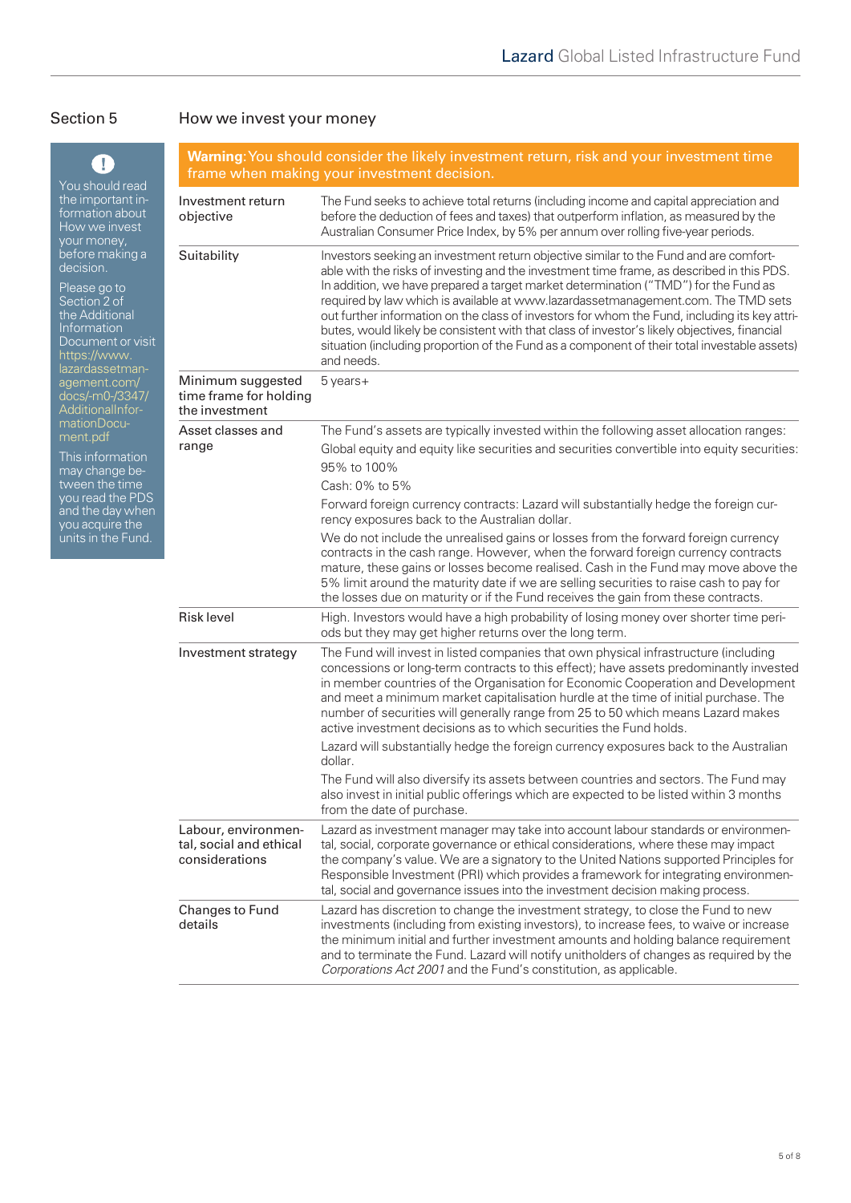## Section 5 How we invest your money

You should read the important information about How we invest your money, before making a decision.

Please go to Section 2 of the Additional Information Document or visit https://www.lazardassetmanagement.com/docs/-m0-/3347/AdditionalInformationDocument.pdf

This information may change between the time you read the PDS and the day when you acquire the units in the Fund.

**Warning**: You should consider the likely investment return, risk and your investment time frame when making your investment decision.

| | |
|---|---|
| Investment return objective | The Fund seeks to achieve total returns (including income and capital appreciation and before the deduction of fees and taxes) that outperform inflation, as measured by the Australian Consumer Price Index, by 5% per annum over rolling five-year periods. |
| Suitability | Investors seeking an investment return objective similar to the Fund and are comfortable with the risks of investing and the investment time frame, as described in this PDS. In addition, we have prepared a target market determination ("TMD") for the Fund as required by law which is available at www.lazardassetmanagement.com. The TMD sets out further information on the class of investors for whom the Fund, including its key attributes, would likely be consistent with that class of investor's likely objectives, financial situation (including proportion of the Fund as a component of their total investable assets) and needs. |
| Minimum suggested time frame for holding the investment | 5 years+ |
| Asset classes and range | The Fund's assets are typically invested within the following asset allocation ranges:<br>Global equity and equity like securities and securities convertible into equity securities:<br>95% to 100%<br>Cash: 0% to 5%<br>Forward foreign currency contracts: Lazard will substantially hedge the foreign currency exposures back to the Australian dollar.<br>We do not include the unrealised gains or losses from the forward foreign currency contracts in the cash range. However, when the forward foreign currency contracts mature, these gains or losses become realised. Cash in the Fund may move above the 5% limit around the maturity date if we are selling securities to raise cash to pay for the losses due on maturity or if the Fund receives the gain from these contracts. |
| Risk level | High. Investors would have a high probability of losing money over shorter time periods but they may get higher returns over the long term. |
| Investment strategy | The Fund will invest in listed companies that own physical infrastructure (including concessions or long-term contracts to this effect); have assets predominantly invested in member countries of the Organisation for Economic Cooperation and Development and meet a minimum market capitalisation hurdle at the time of initial purchase. The number of securities will generally range from 25 to 50 which means Lazard makes active investment decisions as to which securities the Fund holds.<br>Lazard will substantially hedge the foreign currency exposures back to the Australian dollar.<br>The Fund will also diversify its assets between countries and sectors. The Fund may also invest in initial public offerings which are expected to be listed within 3 months from the date of purchase. |
| Labour, environmental, social and ethical considerations | Lazard as investment manager may take into account labour standards or environmental, social, corporate governance or ethical considerations, where these may impact the company's value. We are a signatory to the United Nations supported Principles for Responsible Investment (PRI) which provides a framework for integrating environmental, social and governance issues into the investment decision making process. |
| Changes to Fund details | Lazard has discretion to change the investment strategy, to close the Fund to new investments (including from existing investors), to increase fees, to waive or increase the minimum initial and further investment amounts and holding balance requirement and to terminate the Fund. Lazard will notify unitholders of changes as required by the *Corporations Act 2001* and the Fund's constitution, as applicable. |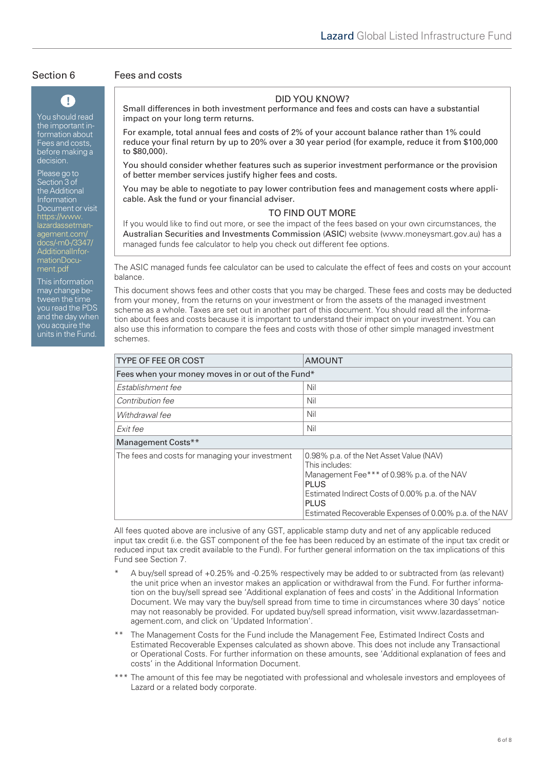## Section 6 Fees and costs

You should read the important information about Fees and costs, before making a decision.

Please go to Section 3 of the Additional Information Document or visit https://www.lazardassetmanagement.com/docs/-m0-/3347/AdditionalInformationDocument.pdf

This information may change between the time you read the PDS and the day when you acquire the units in the Fund.

### DID YOU KNOW?

Small differences in both investment performance and fees and costs can have a substantial impact on your long term returns.

For example, total annual fees and costs of 2% of your account balance rather than 1% could reduce your final return by up to 20% over a 30 year period (for example, reduce it from $100,000 to $80,000).

You should consider whether features such as superior investment performance or the provision of better member services justify higher fees and costs.

You may be able to negotiate to pay lower contribution fees and management costs where applicable. Ask the fund or your financial adviser.

### TO FIND OUT MORE

If you would like to find out more, or see the impact of the fees based on your own circumstances, the Australian Securities and Investments Commission (ASIC) website (www.moneysmart.gov.au) has a managed funds fee calculator to help you check out different fee options.

The ASIC managed funds fee calculator can be used to calculate the effect of fees and costs on your account balance.

This document shows fees and other costs that you may be charged. These fees and costs may be deducted from your money, from the returns on your investment or from the assets of the managed investment scheme as a whole. Taxes are set out in another part of this document. You should read all the information about fees and costs because it is important to understand their impact on your investment. You can also use this information to compare the fees and costs with those of other simple managed investment schemes.

| TYPE OF FEE OR COST | AMOUNT |
|---|---|
| Fees when your money moves in or out of the Fund* | |
| *Establishment fee* | Nil |
| *Contribution fee* | Nil |
| *Withdrawal fee* | Nil |
| *Exit fee* | Nil |
| Management Costs** | |
| The fees and costs for managing your investment | 0.98% p.a. of the Net Asset Value (NAV)<br>This includes:<br>Management Fee*** of 0.98% p.a. of the NAV<br>PLUS<br>Estimated Indirect Costs of 0.00% p.a. of the NAV<br>PLUS<br>Estimated Recoverable Expenses of 0.00% p.a. of the NAV |

All fees quoted above are inclusive of any GST, applicable stamp duty and net of any applicable reduced input tax credit (i.e. the GST component of the fee has been reduced by an estimate of the input tax credit or reduced input tax credit available to the Fund). For further general information on the tax implications of this Fund see Section 7.

\* A buy/sell spread of +0.25% and -0.25% respectively may be added to or subtracted from (as relevant) the unit price when an investor makes an application or withdrawal from the Fund. For further information on the buy/sell spread see 'Additional explanation of fees and costs' in the Additional Information Document. We may vary the buy/sell spread from time to time in circumstances where 30 days' notice may not reasonably be provided. For updated buy/sell spread information, visit www.lazardassetmanagement.com, and click on 'Updated Information'.

\** The Management Costs for the Fund include the Management Fee, Estimated Indirect Costs and Estimated Recoverable Expenses calculated as shown above. This does not include any Transactional or Operational Costs. For further information on these amounts, see 'Additional explanation of fees and costs' in the Additional Information Document.

\*** The amount of this fee may be negotiated with professional and wholesale investors and employees of Lazard or a related body corporate.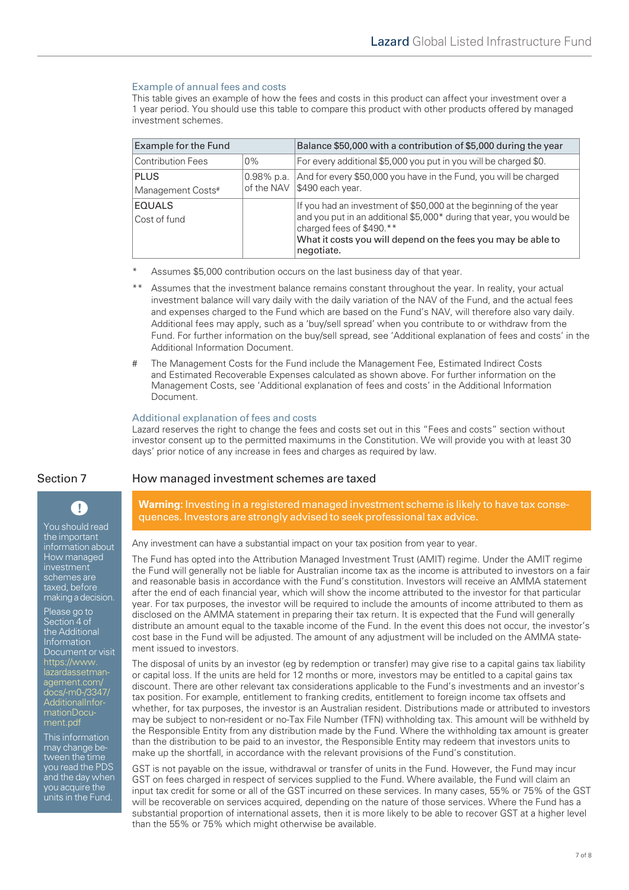### Example of annual fees and costs

This table gives an example of how the fees and costs in this product can affect your investment over a 1 year period. You should use this table to compare this product with other products offered by managed investment schemes.

| Example for the Fund | | Balance $50,000 with a contribution of $5,000 during the year |
|---|---|---|
| Contribution Fees | 0% | For every additional $5,000 you put in you will be charged $0. |
| PLUS<br>Management Costs# | 0.98% p.a. of the NAV | And for every $50,000 you have in the Fund, you will be charged $490 each year. |
| EQUALS<br>Cost of fund | | If you had an investment of $50,000 at the beginning of the year and you put in an additional $5,000* during that year, you would be charged fees of $490.**<br>**What it costs you will depend on the fees you may be able to negotiate.** |

\* Assumes $5,000 contribution occurs on the last business day of that year.

\*\* Assumes that the investment balance remains constant throughout the year. In reality, your actual investment balance will vary daily with the daily variation of the NAV of the Fund, and the actual fees and expenses charged to the Fund which are based on the Fund's NAV, will therefore also vary daily. Additional fees may apply, such as a 'buy/sell spread' when you contribute to or withdraw from the Fund. For further information on the buy/sell spread, see 'Additional explanation of fees and costs' in the Additional Information Document.

\# The Management Costs for the Fund include the Management Fee, Estimated Indirect Costs and Estimated Recoverable Expenses calculated as shown above. For further information on the Management Costs, see 'Additional explanation of fees and costs' in the Additional Information Document.

### Additional explanation of fees and costs

Lazard reserves the right to change the fees and costs set out in this "Fees and costs" section without investor consent up to the permitted maximums in the Constitution. We will provide you with at least 30 days' prior notice of any increase in fees and charges as required by law.

## Section 7 How managed investment schemes are taxed

You should read the important information about How managed investment schemes are taxed, before making a decision.

Please go to Section 4 of the Additional Information Document or visit https://www.lazardassetmanagement.com/docs/-m0-/3347/AdditionalInformationDocument.pdf

This information may change between the time you read the PDS and the day when you acquire the units in the Fund.

**Warning:** Investing in a registered managed investment scheme is likely to have tax consequences. Investors are strongly advised to seek professional tax advice.

Any investment can have a substantial impact on your tax position from year to year.

The Fund has opted into the Attribution Managed Investment Trust (AMIT) regime. Under the AMIT regime the Fund will generally not be liable for Australian income tax as the income is attributed to investors on a fair and reasonable basis in accordance with the Fund's constitution. Investors will receive an AMMA statement after the end of each financial year, which will show the income attributed to the investor for that particular year. For tax purposes, the investor will be required to include the amounts of income attributed to them as disclosed on the AMMA statement in preparing their tax return. It is expected that the Fund will generally distribute an amount equal to the taxable income of the Fund. In the event this does not occur, the investor's cost base in the Fund will be adjusted. The amount of any adjustment will be included on the AMMA statement issued to investors.

The disposal of units by an investor (eg by redemption or transfer) may give rise to a capital gains tax liability or capital loss. If the units are held for 12 months or more, investors may be entitled to a capital gains tax discount. There are other relevant tax considerations applicable to the Fund's investments and an investor's tax position. For example, entitlement to franking credits, entitlement to foreign income tax offsets and whether, for tax purposes, the investor is an Australian resident. Distributions made or attributed to investors may be subject to non-resident or no-Tax File Number (TFN) withholding tax. This amount will be withheld by the Responsible Entity from any distribution made by the Fund. Where the withholding tax amount is greater than the distribution to be paid to an investor, the Responsible Entity may redeem that investors units to make up the shortfall, in accordance with the relevant provisions of the Fund's constitution.

GST is not payable on the issue, withdrawal or transfer of units in the Fund. However, the Fund may incur GST on fees charged in respect of services supplied to the Fund. Where available, the Fund will claim an input tax credit for some or all of the GST incurred on these services. In many cases, 55% or 75% of the GST will be recoverable on services acquired, depending on the nature of those services. Where the Fund has a substantial proportion of international assets, then it is more likely to be able to recover GST at a higher level than the 55% or 75% which might otherwise be available.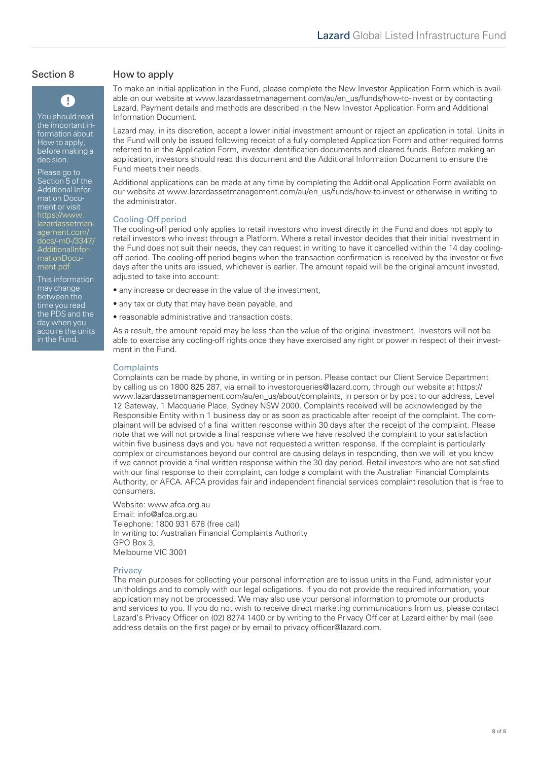## Section 8

> You should read the important information about How to apply, before making a decision.
>
> Please go to Section 5 of the Additional Information Document or visit https://www.lazardassetmanagement.com/docs/-m0-/3347/AdditionalInformationDocument.pdf
>
> This information may change between the time you read the PDS and the day when you acquire the units in the Fund.

## How to apply

To make an initial application in the Fund, please complete the New Investor Application Form which is available on our website at www.lazardassetmanagement.com/au/en_us/funds/how-to-invest or by contacting Lazard. Payment details and methods are described in the New Investor Application Form and Additional Information Document.

Lazard may, in its discretion, accept a lower initial investment amount or reject an application in total. Units in the Fund will only be issued following receipt of a fully completed Application Form and other required forms referred to in the Application Form, investor identification documents and cleared funds. Before making an application, investors should read this document and the Additional Information Document to ensure the Fund meets their needs.

Additional applications can be made at any time by completing the Additional Application Form available on our website at www.lazardassetmanagement.com/au/en_us/funds/how-to-invest or otherwise in writing to the administrator.

### Cooling-Off period

The cooling-off period only applies to retail investors who invest directly in the Fund and does not apply to retail investors who invest through a Platform. Where a retail investor decides that their initial investment in the Fund does not suit their needs, they can request in writing to have it cancelled within the 14 day cooling-off period. The cooling-off period begins when the transaction confirmation is received by the investor or five days after the units are issued, whichever is earlier. The amount repaid will be the original amount invested, adjusted to take into account:

- any increase or decrease in the value of the investment,
- any tax or duty that may have been payable, and
- reasonable administrative and transaction costs.

As a result, the amount repaid may be less than the value of the original investment. Investors will not be able to exercise any cooling-off rights once they have exercised any right or power in respect of their investment in the Fund.

### Complaints

Complaints can be made by phone, in writing or in person. Please contact our Client Service Department by calling us on 1800 825 287, via email to investorqueries@lazard.com, through our website at https://www.lazardassetmanagement.com/au/en_us/about/complaints, in person or by post to our address, Level 12 Gateway, 1 Macquarie Place, Sydney NSW 2000. Complaints received will be acknowledged by the Responsible Entity within 1 business day or as soon as practicable after receipt of the complaint. The complainant will be advised of a final written response within 30 days after the receipt of the complaint. Please note that we will not provide a final response where we have resolved the complaint to your satisfaction within five business days and you have not requested a written response. If the complaint is particularly complex or circumstances beyond our control are causing delays in responding, then we will let you know if we cannot provide a final written response within the 30 day period. Retail investors who are not satisfied with our final response to their complaint, can lodge a complaint with the Australian Financial Complaints Authority, or AFCA. AFCA provides fair and independent financial services complaint resolution that is free to consumers.

Website: www.afca.org.au
Email: info@afca.org.au
Telephone: 1800 931 678 (free call)
In writing to: Australian Financial Complaints Authority
GPO Box 3,
Melbourne VIC 3001

### Privacy

The main purposes for collecting your personal information are to issue units in the Fund, administer your unitholdings and to comply with our legal obligations. If you do not provide the required information, your application may not be processed. We may also use your personal information to promote our products and services to you. If you do not wish to receive direct marketing communications from us, please contact Lazard's Privacy Officer on (02) 8274 1400 or by writing to the Privacy Officer at Lazard either by mail (see address details on the first page) or by email to privacy.officer@lazard.com.